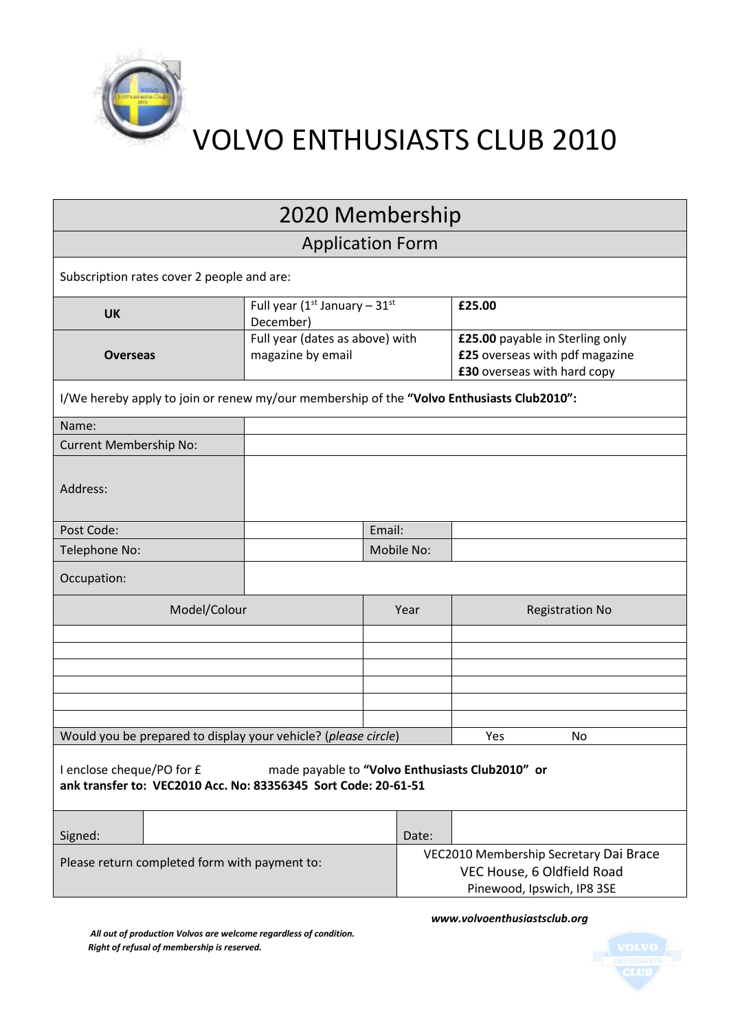# VOLVO ENTHUSIASTS CLUB 2010

## 2020 Membership

### Application Form

Subscription rates cover 2 people and are:

| | | |
|---|---|---|
| **UK** | Full year (1st January – 31st December) | **£25.00** |
| **Overseas** | Full year (dates as above) with magazine by email | **£25.00** payable in Sterling only<br>**£25** overseas with pdf magazine<br>**£30** overseas with hard copy |

I/We hereby apply to join or renew my/our membership of the **"Volvo Enthusiasts Club2010"**:

| | | | |
|---|---|---|---|
| Name: | | | |
| Current Membership No: | | | |
| Address: | | | |
| Post Code: | | Email: | |
| Telephone No: | | Mobile No: | |
| Occupation: | | | |

| Model/Colour | Year | Registration No |
|---|---|---|
| | | |
| | | |
| | | |
| | | |
| | | |
| | | |
| Would you be prepared to display your vehicle? (*please circle*) | | Yes No |

I enclose cheque/PO for £ made payable to **"Volvo Enthusiasts Club2010" or**
**ank transfer to: VEC2010 Acc. No: 83356345 Sort Code: 20-61-51**

| | | | |
|---|---|---|---|
| Signed: | | Date: | |

| | |
|---|---|
| Please return completed form with payment to: | VEC2010 Membership Secretary Dai Brace<br>VEC House, 6 Oldfield Road<br>Pinewood, Ipswich, IP8 3SE |

***www.volvoenthusiastsclub.org***

***All out of production Volvos are welcome regardless of condition.***
***Right of refusal of membership is reserved.***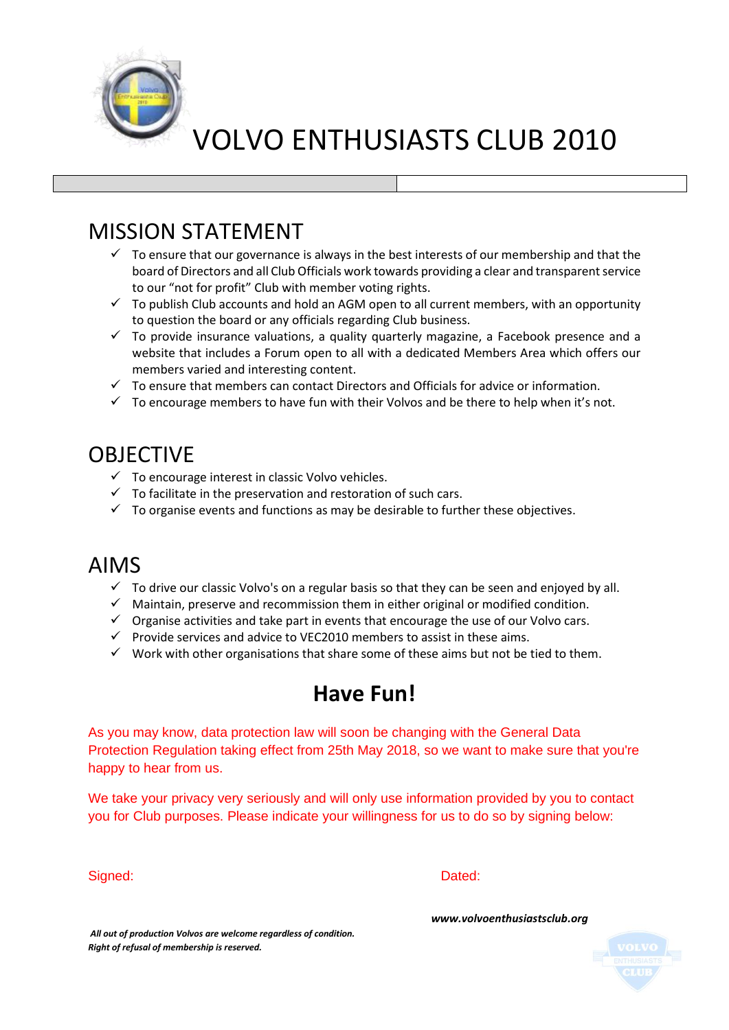# VOLVO ENTHUSIASTS CLUB 2010

## MISSION STATEMENT

- ✓ To ensure that our governance is always in the best interests of our membership and that the board of Directors and all Club Officials work towards providing a clear and transparent service to our "not for profit" Club with member voting rights.
- ✓ To publish Club accounts and hold an AGM open to all current members, with an opportunity to question the board or any officials regarding Club business.
- ✓ To provide insurance valuations, a quality quarterly magazine, a Facebook presence and a website that includes a Forum open to all with a dedicated Members Area which offers our members varied and interesting content.
- ✓ To ensure that members can contact Directors and Officials for advice or information.
- ✓ To encourage members to have fun with their Volvos and be there to help when it's not.

## OBJECTIVE

- ✓ To encourage interest in classic Volvo vehicles.
- ✓ To facilitate in the preservation and restoration of such cars.
- ✓ To organise events and functions as may be desirable to further these objectives.

## AIMS

- ✓ To drive our classic Volvo's on a regular basis so that they can be seen and enjoyed by all.
- ✓ Maintain, preserve and recommission them in either original or modified condition.
- ✓ Organise activities and take part in events that encourage the use of our Volvo cars.
- ✓ Provide services and advice to VEC2010 members to assist in these aims.
- ✓ Work with other organisations that share some of these aims but not be tied to them.

## Have Fun!

As you may know, data protection law will soon be changing with the General Data Protection Regulation taking effect from 25th May 2018, so we want to make sure that you're happy to hear from us.

We take your privacy very seriously and will only use information provided by you to contact you for Club purposes. Please indicate your willingness for us to do so by signing below:

Signed: Dated:

***www.volvoenthusiastsclub.org***

***All out of production Volvos are welcome regardless of condition.***
***Right of refusal of membership is reserved.***